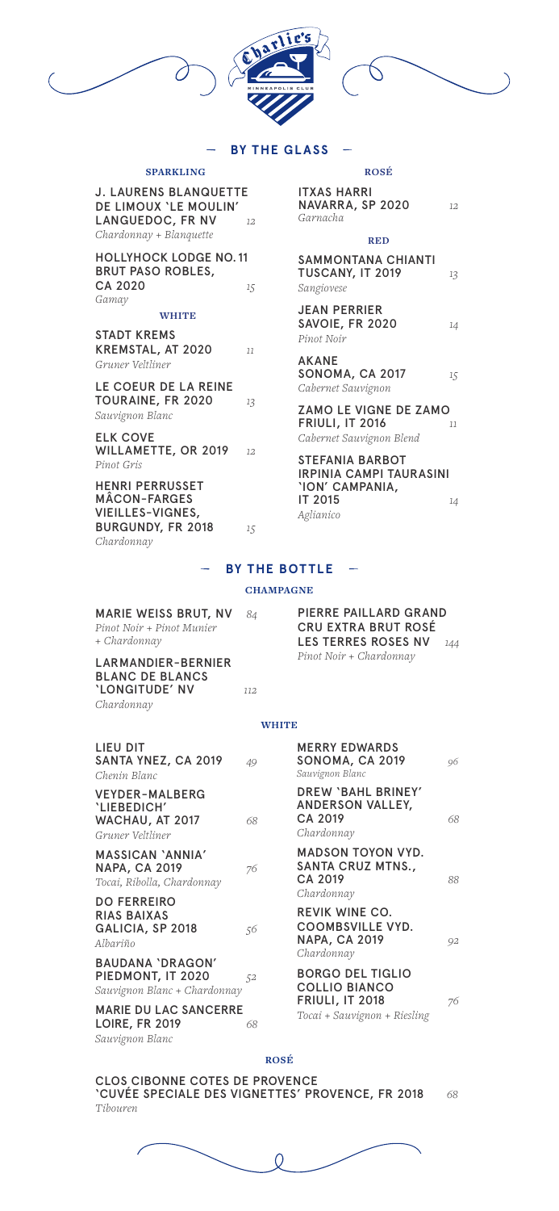## — BY THE GLASS —

### SPARKLING

**J. LAURENS BLANQUETTE DE LIMOUX 'LE MOULIN' LANGUEDOC, FR NV** 12
*Chardonnay + Blanquette*

**HOLLYHOCK LODGE NO. 11 BRUT PASO ROBLES, CA 2020** 15
*Gamay*

### WHITE

**STADT KREMS KREMSTAL, AT 2020** 11
*Gruner Veltliner*

**LE COEUR DE LA REINE TOURAINE, FR 2020** 13
*Sauvignon Blanc*

**ELK COVE WILLAMETTE, OR 2019** 12
*Pinot Gris*

**HENRI PERRUSSET MÂCON-FARGES VIEILLES-VIGNES, BURGUNDY, FR 2018** 15
*Chardonnay*

### ROSÉ

**ITXAS HARRI NAVARRA, SP 2020** 12
*Garnacha*

### RED

**SAMMONTANA CHIANTI TUSCANY, IT 2019** 13
*Sangiovese*

**JEAN PERRIER SAVOIE, FR 2020** 14
*Pinot Noir*

**AKANE SONOMA, CA 2017** 15
*Cabernet Sauvignon*

**ZAMO LE VIGNE DE ZAMO FRIULI, IT 2016** 11
*Cabernet Sauvignon Blend*

**STEFANIA BARBOT IRPINIA CAMPI TAURASINI 'ION' CAMPANIA, IT 2015** 14
*Aglianico*

## — BY THE BOTTLE —

### CHAMPAGNE

**MARIE WEISS BRUT, NV** 84
*Pinot Noir + Pinot Munier + Chardonnay*

**LARMANDIER-BERNIER BLANC DE BLANCS 'LONGITUDE' NV** 112
*Chardonnay*

**PIERRE PAILLARD GRAND CRU EXTRA BRUT ROSÉ LES TERRES ROSES NV** 144
*Pinot Noir + Chardonnay*

### WHITE

**LIEU DIT SANTA YNEZ, CA 2019** 49
*Chenin Blanc*

**VEYDER-MALBERG 'LIEBEDICH' WACHAU, AT 2017** 68
*Gruner Veltliner*

**MASSICAN 'ANNIA' NAPA, CA 2019** 76
*Tocai, Ribolla, Chardonnay*

**DO FERREIRO RIAS BAIXAS GALICIA, SP 2018** 56
*Albariño*

**BAUDANA 'DRAGON' PIEDMONT, IT 2020** 52
*Sauvignon Blanc + Chardonnay*

**MARIE DU LAC SANCERRE LOIRE, FR 2019** 68
*Sauvignon Blanc*

**MERRY EDWARDS SONOMA, CA 2019** 96
*Sauvignon Blanc*

**DREW 'BAHL BRINEY' ANDERSON VALLEY, CA 2019** 68
*Chardonnay*

**MADSON TOYON VYD. SANTA CRUZ MTNS., CA 2019** 88
*Chardonnay*

**REVIK WINE CO. COOMBSVILLE VYD. NAPA, CA 2019** 92
*Chardonnay*

**BORGO DEL TIGLIO COLLIO BIANCO FRIULI, IT 2018** 76
*Tocai + Sauvignon + Riesling*

### ROSÉ

**CLOS CIBONNE COTES DE PROVENCE 'CUVÉE SPECIALE DES VIGNETTES' PROVENCE, FR 2018** 68
*Tibouren*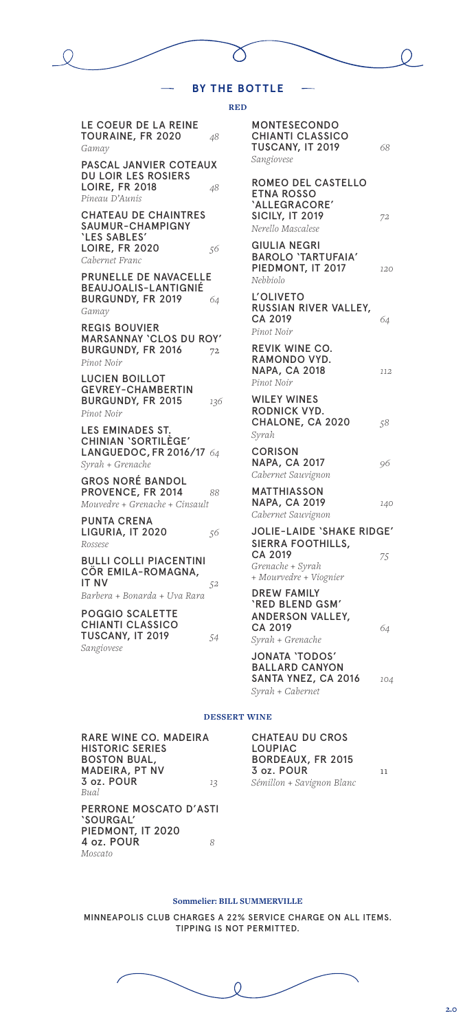## BY THE BOTTLE

### RED

**LE COEUR DE LA REINE TOURAINE, FR 2020** 48
*Gamay*

**PASCAL JANVIER COTEAUX DU LOIR LES ROSIERS LOIRE, FR 2018** 48
*Pineau D'Aunis*

**CHATEAU DE CHAINTRES SAUMUR-CHAMPIGNY 'LES SABLES' LOIRE, FR 2020** 56
*Cabernet Franc*

**PRUNELLE DE NAVACELLE BEAUJOLAIS-LANTIGNIÉ BURGUNDY, FR 2019** 64
*Gamay*

**REGIS BOUVIER MARSANNAY 'CLOS DU ROY' BURGUNDY, FR 2016** 72
*Pinot Noir*

**LUCIEN BOILLOT GEVREY-CHAMBERTIN BURGUNDY, FR 2015** 136
*Pinot Noir*

**LES EMINADES ST. CHINIAN 'SORTILÈGE' LANGUEDOC, FR 2016/17** 64
*Syrah + Grenache*

**GROS NORÉ BANDOL PROVENCE, FR 2014** 88
*Mouvedre + Grenache + Cinsault*

**PUNTA CRENA LIGURIA, IT 2020** 56
*Rossese*

**BULLI COLLI PIACENTINI CÖR EMILA-ROMAGNA, IT NV** 52
*Barbera + Bonarda + Uva Rara*

**POGGIO SCALETTE CHIANTI CLASSICO TUSCANY, IT 2019** 54
*Sangiovese*

**MONTESECONDO CHIANTI CLASSICO TUSCANY, IT 2019** 68
*Sangiovese*

**ROMEO DEL CASTELLO ETNA ROSSO 'ALLEGRACORE' SICILY, IT 2019** 72
*Nerello Mascalese*

**GIULIA NEGRI BAROLO 'TARTUFAIA' PIEDMONT, IT 2017** 120
*Nebbiolo*

**L'OLIVETO RUSSIAN RIVER VALLEY, CA 2019** 64
*Pinot Noir*

**REVIK WINE CO. RAMONDO VYD. NAPA, CA 2018** 112
*Pinot Noir*

**WILEY WINES RODNICK VYD. CHALONE, CA 2020** 58
*Syrah*

**CORISON NAPA, CA 2017** 96
*Cabernet Sauvignon*

**MATTHIASSON NAPA, CA 2019** 140
*Cabernet Sauvignon*

**JOLIE-LAIDE 'SHAKE RIDGE' SIERRA FOOTHILLS, CA 2019** 75
*Grenache + Syrah + Mourvedre + Viognier*

**DREW FAMILY 'RED BLEND GSM' ANDERSON VALLEY, CA 2019** 64
*Syrah + Grenache*

**JONATA 'TODOS' BALLARD CANYON SANTA YNEZ, CA 2016** 104
*Syrah + Cabernet*

### DESSERT WINE

**RARE WINE CO. MADEIRA HISTORIC SERIES BOSTON BUAL, MADEIRA, PT NV 3 oz. POUR** 13
*Bual*

**PERRONE MOSCATO D'ASTI 'SOURGAL' PIEDMONT, IT 2020 4 oz. POUR** 8
*Moscato*

**CHATEAU DU CROS LOUPIAC BORDEAUX, FR 2015 3 oz. POUR** 11
*Sémillon + Savignon Blanc*

**Sommelier: BILL SUMMERVILLE**

MINNEAPOLIS CLUB CHARGES A 22% SERVICE CHARGE ON ALL ITEMS. TIPPING IS NOT PERMITTED.